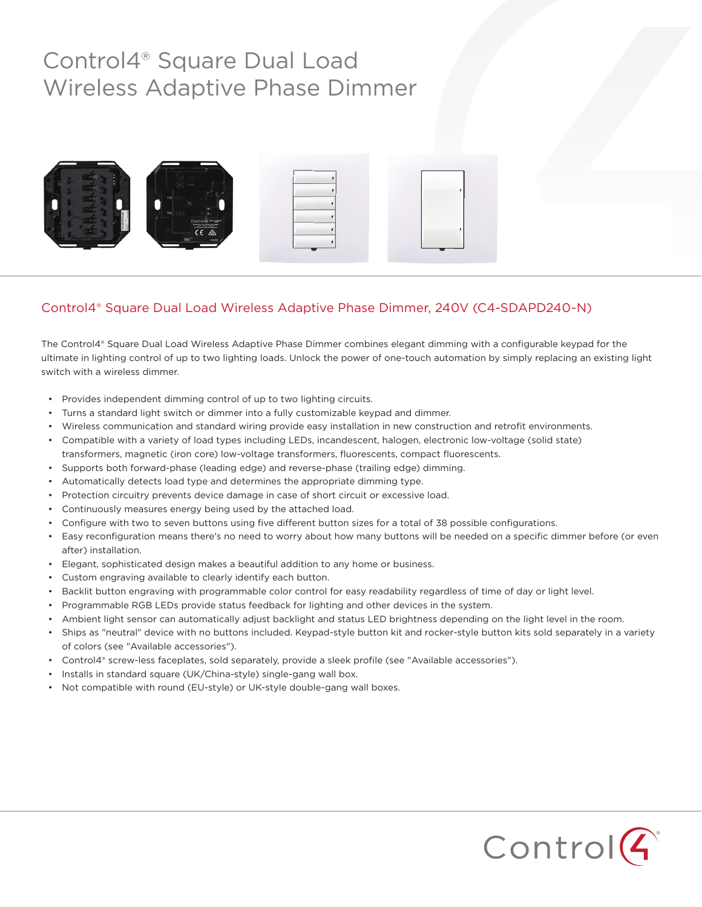# Control4® Square Dual Load Wireless Adaptive Phase Dimmer

## Control4® Square Dual Load Wireless Adaptive Phase Dimmer, 240V (C4-SDAPD240-N)

The Control4® Square Dual Load Wireless Adaptive Phase Dimmer combines elegant dimming with a configurable keypad for the ultimate in lighting control of up to two lighting loads. Unlock the power of one-touch automation by simply replacing an existing light switch with a wireless dimmer.

- Provides independent dimming control of up to two lighting circuits.
- Turns a standard light switch or dimmer into a fully customizable keypad and dimmer.
- Wireless communication and standard wiring provide easy installation in new construction and retrofit environments.
- Compatible with a variety of load types including LEDs, incandescent, halogen, electronic low-voltage (solid state) transformers, magnetic (iron core) low-voltage transformers, fluorescents, compact fluorescents.
- Supports both forward-phase (leading edge) and reverse-phase (trailing edge) dimming.
- Automatically detects load type and determines the appropriate dimming type.
- Protection circuitry prevents device damage in case of short circuit or excessive load.
- Continuously measures energy being used by the attached load.
- Configure with two to seven buttons using five different button sizes for a total of 38 possible configurations.
- Easy reconfiguration means there's no need to worry about how many buttons will be needed on a specific dimmer before (or even after) installation.
- Elegant, sophisticated design makes a beautiful addition to any home or business.
- Custom engraving available to clearly identify each button.
- Backlit button engraving with programmable color control for easy readability regardless of time of day or light level.
- Programmable RGB LEDs provide status feedback for lighting and other devices in the system.
- Ambient light sensor can automatically adjust backlight and status LED brightness depending on the light level in the room.
- Ships as "neutral" device with no buttons included. Keypad-style button kit and rocker-style button kits sold separately in a variety of colors (see "Available accessories").
- Control4® screw-less faceplates, sold separately, provide a sleek profile (see "Available accessories").
- Installs in standard square (UK/China-style) single-gang wall box.
- Not compatible with round (EU-style) or UK-style double-gang wall boxes.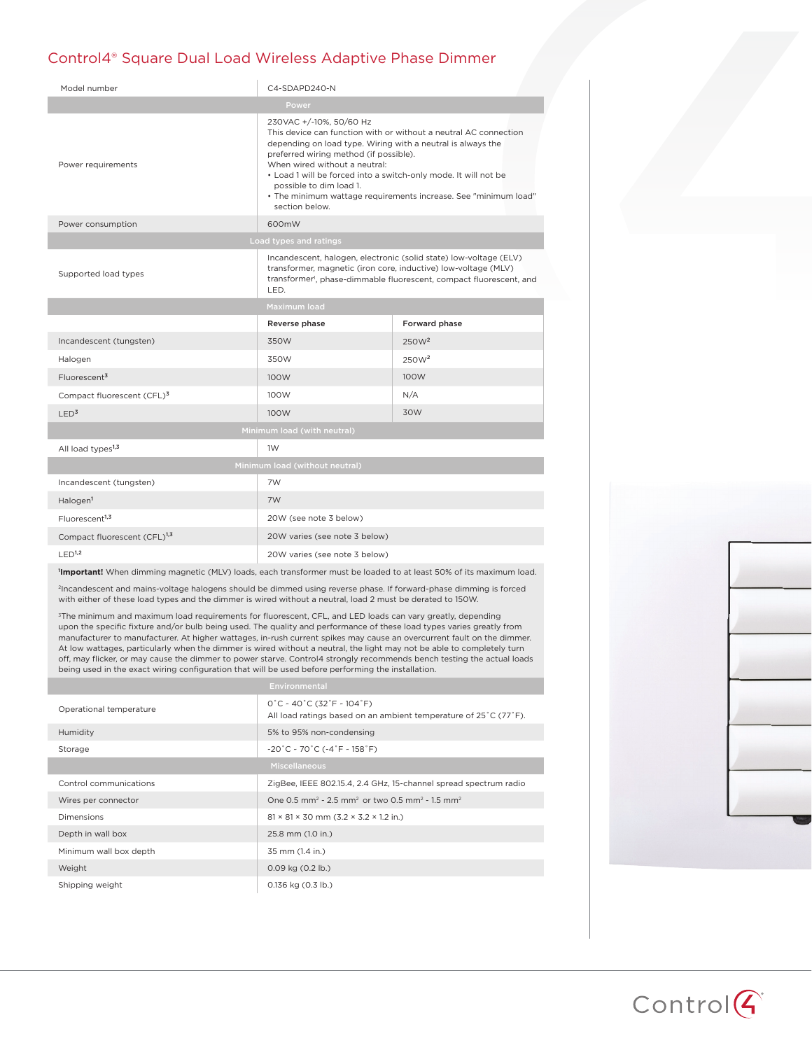# Control4® Square Dual Load Wireless Adaptive Phase Dimmer

| Model number | C4-SDAPD240-N | |
|---|---|---|
| **Power** | | |
| Power requirements | 230VAC +/-10%, 50/60 Hz<br>This device can function with or without a neutral AC connection depending on load type. Wiring with a neutral is always the preferred wiring method (if possible).<br>When wired without a neutral:<br>• Load 1 will be forced into a switch-only mode. It will not be possible to dim load 1.<br>• The minimum wattage requirements increase. See "minimum load" section below. | |
| Power consumption | 600mW | |
| **Load types and ratings** | | |
| Supported load types | Incandescent, halogen, electronic (solid state) low-voltage (ELV) transformer, magnetic (iron core, inductive) low-voltage (MLV) transformer[1], phase-dimmable fluorescent, compact fluorescent, and LED. | |
| **Maximum load** | | |
| | **Reverse phase** | **Forward phase** |
| Incandescent (tungsten) | 350W | 250W[2] |
| Halogen | 350W | 250W[2] |
| Fluorescent[3] | 100W | 100W |
| Compact fluorescent (CFL)[3] | 100W | N/A |
| LED[3] | 100W | 30W |
| **Minimum load (with neutral)** | | |
| All load types[1,3] | 1W | |
| **Minimum load (without neutral)** | | |
| Incandescent (tungsten) | 7W | |
| Halogen[1] | 7W | |
| Fluorescent[1,3] | 20W (see note 3 below) | |
| Compact fluorescent (CFL)[1,3] | 20W varies (see note 3 below) | |
| LED[1,2] | 20W varies (see note 3 below) | |

[1]**Important!** When dimming magnetic (MLV) loads, each transformer must be loaded to at least 50% of its maximum load.

[2]Incandescent and mains-voltage halogens should be dimmed using reverse phase. If forward-phase dimming is forced with either of these load types and the dimmer is wired without a neutral, load 2 must be derated to 150W.

[3]The minimum and maximum load requirements for fluorescent, CFL, and LED loads can vary greatly, depending upon the specific fixture and/or bulb being used. The quality and performance of these load types varies greatly from manufacturer to manufacturer. At higher wattages, in-rush current spikes may cause an overcurrent fault on the dimmer. At low wattages, particularly when the dimmer is wired without a neutral, the light may not be able to completely turn off, may flicker, or may cause the dimmer to power starve. Control4 strongly recommends bench testing the actual loads being used in the exact wiring configuration that will be used before performing the installation.

| **Environmental** | |
|---|---|
| Operational temperature | 0˚C - 40˚C (32˚F - 104˚F)<br>All load ratings based on an ambient temperature of 25˚C (77˚F). |
| Humidity | 5% to 95% non-condensing |
| Storage | -20˚C - 70˚C (-4˚F - 158˚F) |
| **Miscellaneous** | |
| Control communications | ZigBee, IEEE 802.15.4, 2.4 GHz, 15-channel spread spectrum radio |
| Wires per connector | One 0.5 mm² - 2.5 mm² or two 0.5 mm² - 1.5 mm² |
| Dimensions | 81 × 81 × 30 mm (3.2 × 3.2 × 1.2 in.) |
| Depth in wall box | 25.8 mm (1.0 in.) |
| Minimum wall box depth | 35 mm (1.4 in.) |
| Weight | 0.09 kg (0.2 lb.) |
| Shipping weight | 0.136 kg (0.3 lb.) |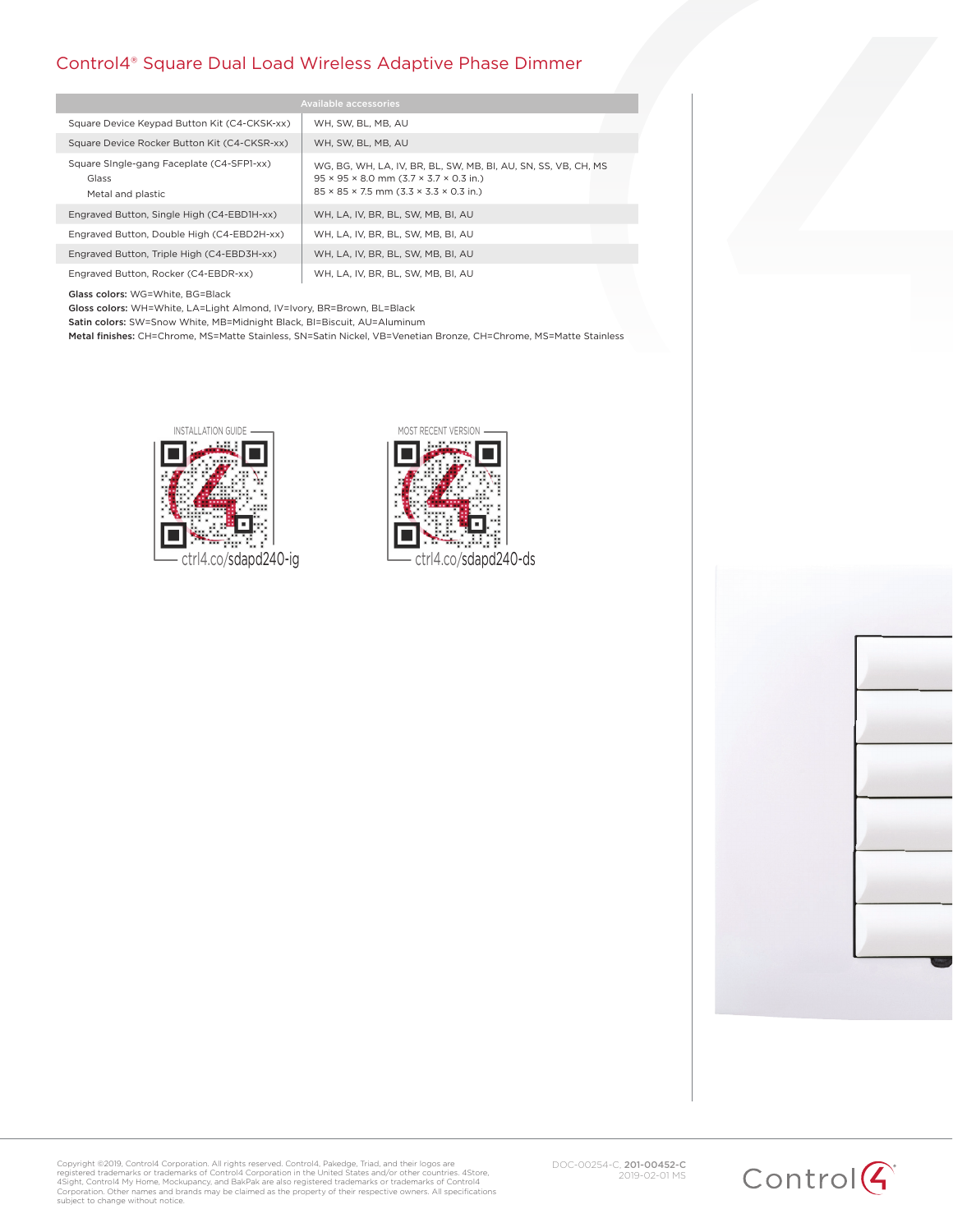# Control4® Square Dual Load Wireless Adaptive Phase Dimmer

| Available accessories | |
|---|---|
| Square Device Keypad Button Kit (C4-CKSK-xx) | WH, SW, BL, MB, AU |
| Square Device Rocker Button Kit (C4-CKSR-xx) | WH, SW, BL, MB, AU |
| Square SIngle-gang Faceplate (C4-SFP1-xx)<br>Glass<br>Metal and plastic | WG, BG, WH, LA, IV, BR, BL, SW, MB, BI, AU, SN, SS, VB, CH, MS<br>95 × 95 × 8.0 mm (3.7 × 3.7 × 0.3 in.)<br>85 × 85 × 7.5 mm (3.3 × 3.3 × 0.3 in.) |
| Engraved Button, Single High (C4-EBD1H-xx) | WH, LA, IV, BR, BL, SW, MB, BI, AU |
| Engraved Button, Double High (C4-EBD2H-xx) | WH, LA, IV, BR, BL, SW, MB, BI, AU |
| Engraved Button, Triple High (C4-EBD3H-xx) | WH, LA, IV, BR, BL, SW, MB, BI, AU |
| Engraved Button, Rocker (C4-EBDR-xx) | WH, LA, IV, BR, BL, SW, MB, BI, AU |

**Glass colors:** WG=White, BG=Black
**Gloss colors:** WH=White, LA=Light Almond, IV=Ivory, BR=Brown, BL=Black
**Satin colors:** SW=Snow White, MB=Midnight Black, BI=Biscuit, AU=Aluminum
**Metal finishes:** CH=Chrome, MS=Matte Stainless, SN=Satin Nickel, VB=Venetian Bronze, CH=Chrome, MS=Matte Stainless

INSTALLATION GUIDE
ctrl4.co/sdapd240-ig

MOST RECENT VERSION
ctrl4.co/sdapd240-ds

Copyright ©2019, Control4 Corporation. All rights reserved. Control4, Pakedge, Triad, and their logos are registered trademarks or trademarks of Control4 Corporation in the United States and/or other countries. 4Store, 4Sight, Control4 My Home, Mockupancy, and BakPak are also registered trademarks or trademarks of Control4 Corporation. Other names and brands may be claimed as the property of their respective owners. All specifications subject to change without notice.

DOC-00254-C, **201-00452-C**
2019-02-01 MS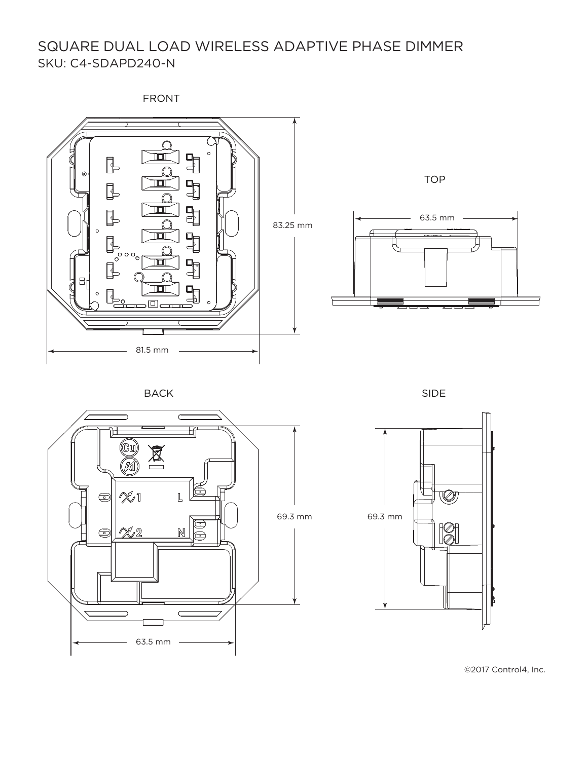# SQUARE DUAL LOAD WIRELESS ADAPTIVE PHASE DIMMER

SKU: C4-SDAPD240-N

FRONT

83.25 mm

81.5 mm

TOP

63.5 mm

BACK

1

L

2

N

69.3 mm

63.5 mm

SIDE

69.3 mm

©2017 Control4, Inc.